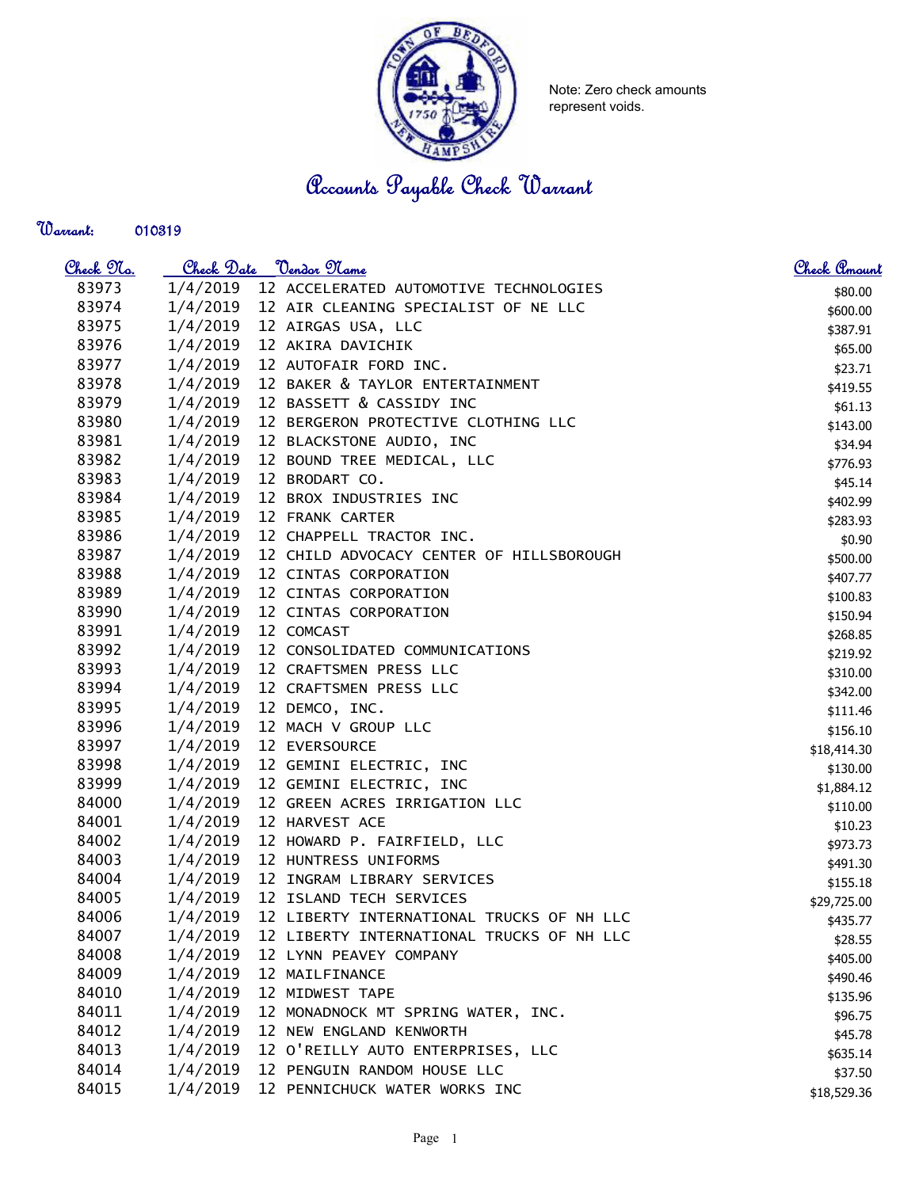Note: Zero check amounts represent voids.

# Accounts Payable Check Warrant

**Warrant:** 010319

| Check No. | Check Date | Vendor Name | Check Amount |
|---|---|---|---|
| 83973 | 1/4/2019 | 12 ACCELERATED AUTOMOTIVE TECHNOLOGIES | $80.00 |
| 83974 | 1/4/2019 | 12 AIR CLEANING SPECIALIST OF NE LLC | $600.00 |
| 83975 | 1/4/2019 | 12 AIRGAS USA, LLC | $387.91 |
| 83976 | 1/4/2019 | 12 AKIRA DAVICHIK | $65.00 |
| 83977 | 1/4/2019 | 12 AUTOFAIR FORD INC. | $23.71 |
| 83978 | 1/4/2019 | 12 BAKER & TAYLOR ENTERTAINMENT | $419.55 |
| 83979 | 1/4/2019 | 12 BASSETT & CASSIDY INC | $61.13 |
| 83980 | 1/4/2019 | 12 BERGERON PROTECTIVE CLOTHING LLC | $143.00 |
| 83981 | 1/4/2019 | 12 BLACKSTONE AUDIO, INC | $34.94 |
| 83982 | 1/4/2019 | 12 BOUND TREE MEDICAL, LLC | $776.93 |
| 83983 | 1/4/2019 | 12 BRODART CO. | $45.14 |
| 83984 | 1/4/2019 | 12 BROX INDUSTRIES INC | $402.99 |
| 83985 | 1/4/2019 | 12 FRANK CARTER | $283.93 |
| 83986 | 1/4/2019 | 12 CHAPPELL TRACTOR INC. | $0.90 |
| 83987 | 1/4/2019 | 12 CHILD ADVOCACY CENTER OF HILLSBOROUGH | $500.00 |
| 83988 | 1/4/2019 | 12 CINTAS CORPORATION | $407.77 |
| 83989 | 1/4/2019 | 12 CINTAS CORPORATION | $100.83 |
| 83990 | 1/4/2019 | 12 CINTAS CORPORATION | $150.94 |
| 83991 | 1/4/2019 | 12 COMCAST | $268.85 |
| 83992 | 1/4/2019 | 12 CONSOLIDATED COMMUNICATIONS | $219.92 |
| 83993 | 1/4/2019 | 12 CRAFTSMEN PRESS LLC | $310.00 |
| 83994 | 1/4/2019 | 12 CRAFTSMEN PRESS LLC | $342.00 |
| 83995 | 1/4/2019 | 12 DEMCO, INC. | $111.46 |
| 83996 | 1/4/2019 | 12 MACH V GROUP LLC | $156.10 |
| 83997 | 1/4/2019 | 12 EVERSOURCE | $18,414.30 |
| 83998 | 1/4/2019 | 12 GEMINI ELECTRIC, INC | $130.00 |
| 83999 | 1/4/2019 | 12 GEMINI ELECTRIC, INC | $1,884.12 |
| 84000 | 1/4/2019 | 12 GREEN ACRES IRRIGATION LLC | $110.00 |
| 84001 | 1/4/2019 | 12 HARVEST ACE | $10.23 |
| 84002 | 1/4/2019 | 12 HOWARD P. FAIRFIELD, LLC | $973.73 |
| 84003 | 1/4/2019 | 12 HUNTRESS UNIFORMS | $491.30 |
| 84004 | 1/4/2019 | 12 INGRAM LIBRARY SERVICES | $155.18 |
| 84005 | 1/4/2019 | 12 ISLAND TECH SERVICES | $29,725.00 |
| 84006 | 1/4/2019 | 12 LIBERTY INTERNATIONAL TRUCKS OF NH LLC | $435.77 |
| 84007 | 1/4/2019 | 12 LIBERTY INTERNATIONAL TRUCKS OF NH LLC | $28.55 |
| 84008 | 1/4/2019 | 12 LYNN PEAVEY COMPANY | $405.00 |
| 84009 | 1/4/2019 | 12 MAILFINANCE | $490.46 |
| 84010 | 1/4/2019 | 12 MIDWEST TAPE | $135.96 |
| 84011 | 1/4/2019 | 12 MONADNOCK MT SPRING WATER, INC. | $96.75 |
| 84012 | 1/4/2019 | 12 NEW ENGLAND KENWORTH | $45.78 |
| 84013 | 1/4/2019 | 12 O'REILLY AUTO ENTERPRISES, LLC | $635.14 |
| 84014 | 1/4/2019 | 12 PENGUIN RANDOM HOUSE LLC | $37.50 |
| 84015 | 1/4/2019 | 12 PENNICHUCK WATER WORKS INC | $18,529.36 |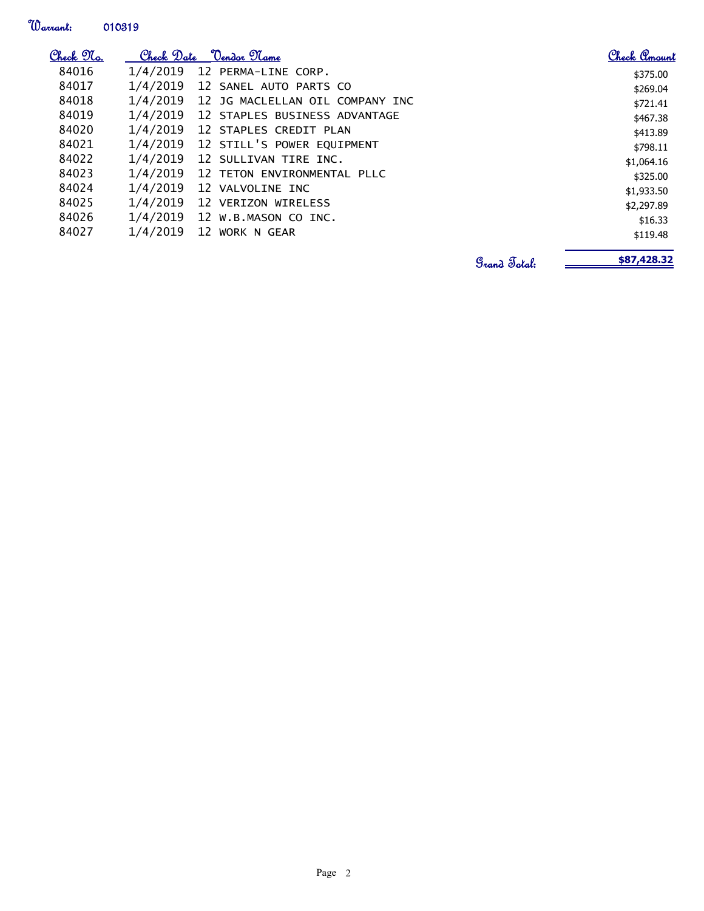Warrant: 010319

| Check No. | Check Date | Vendor Name | Check Amount |
|---|---|---|---|
| 84016 | 1/4/2019 | 12 PERMA-LINE CORP. | $375.00 |
| 84017 | 1/4/2019 | 12 SANEL AUTO PARTS CO | $269.04 |
| 84018 | 1/4/2019 | 12 JG MACLELLAN OIL COMPANY INC | $721.41 |
| 84019 | 1/4/2019 | 12 STAPLES BUSINESS ADVANTAGE | $467.38 |
| 84020 | 1/4/2019 | 12 STAPLES CREDIT PLAN | $413.89 |
| 84021 | 1/4/2019 | 12 STILL'S POWER EQUIPMENT | $798.11 |
| 84022 | 1/4/2019 | 12 SULLIVAN TIRE INC. | $1,064.16 |
| 84023 | 1/4/2019 | 12 TETON ENVIRONMENTAL PLLC | $325.00 |
| 84024 | 1/4/2019 | 12 VALVOLINE INC | $1,933.50 |
| 84025 | 1/4/2019 | 12 VERIZON WIRELESS | $2,297.89 |
| 84026 | 1/4/2019 | 12 W.B.MASON CO INC. | $16.33 |
| 84027 | 1/4/2019 | 12 WORK N GEAR | $119.48 |
| | | Grand Total: | **$87,428.32** |